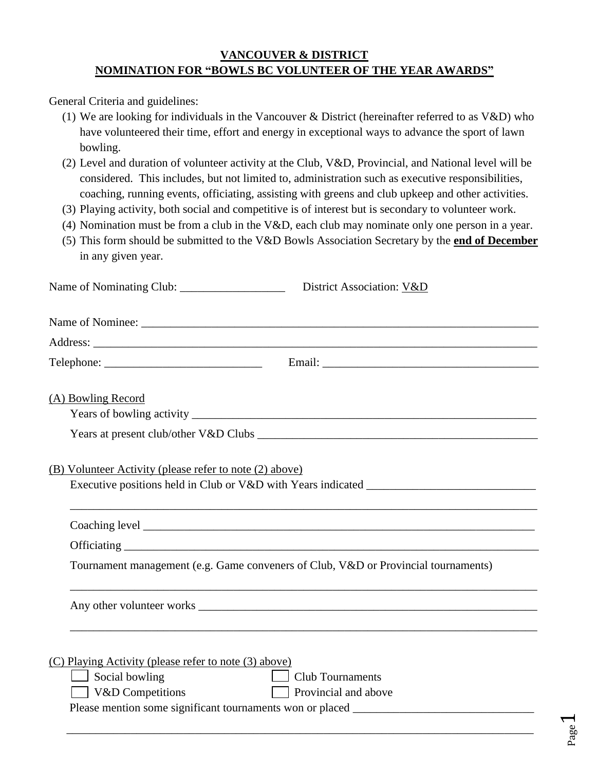# VANCOUVER & DISTRICT
## NOMINATION FOR "BOWLS BC VOLUNTEER OF THE YEAR AWARDS"

General Criteria and guidelines:

(1) We are looking for individuals in the Vancouver & District (hereinafter referred to as V&D) who have volunteered their time, effort and energy in exceptional ways to advance the sport of lawn bowling.

(2) Level and duration of volunteer activity at the Club, V&D, Provincial, and National level will be considered. This includes, but not limited to, administration such as executive responsibilities, coaching, running events, officiating, assisting with greens and club upkeep and other activities.

(3) Playing activity, both social and competitive is of interest but is secondary to volunteer work.

(4) Nomination must be from a club in the V&D, each club may nominate only one person in a year.

(5) This form should be submitted to the V&D Bowls Association Secretary by the **end of December** in any given year.

Name of Nominating Club: __________________ District Association: V&D

Name of Nominee: ______________________________________________________________________

Address: _____________________________________________________________________________

Telephone: ___________________________ Email: _____________________________________

(A) Bowling Record

Years of bowling activity _____________________________________________________________

Years at present club/other V&D Clubs ________________________________________________

(B) Volunteer Activity (please refer to note (2) above)

Executive positions held in Club or V&D with Years indicated _____________________________

_____________________________________________________________________________________

Coaching level _______________________________________________________________________

Officiating ___________________________________________________________________________

Tournament management (e.g. Game conveners of Club, V&D or Provincial tournaments)

_____________________________________________________________________________________

Any other volunteer works ____________________________________________________________

_____________________________________________________________________________________

(C) Playing Activity (please refer to note (3) above)

- [ ] Social bowling
- [ ] Club Tournaments
- [ ] V&D Competitions
- [ ] Provincial and above

Please mention some significant tournaments won or placed ______________________________

_____________________________________________________________________________________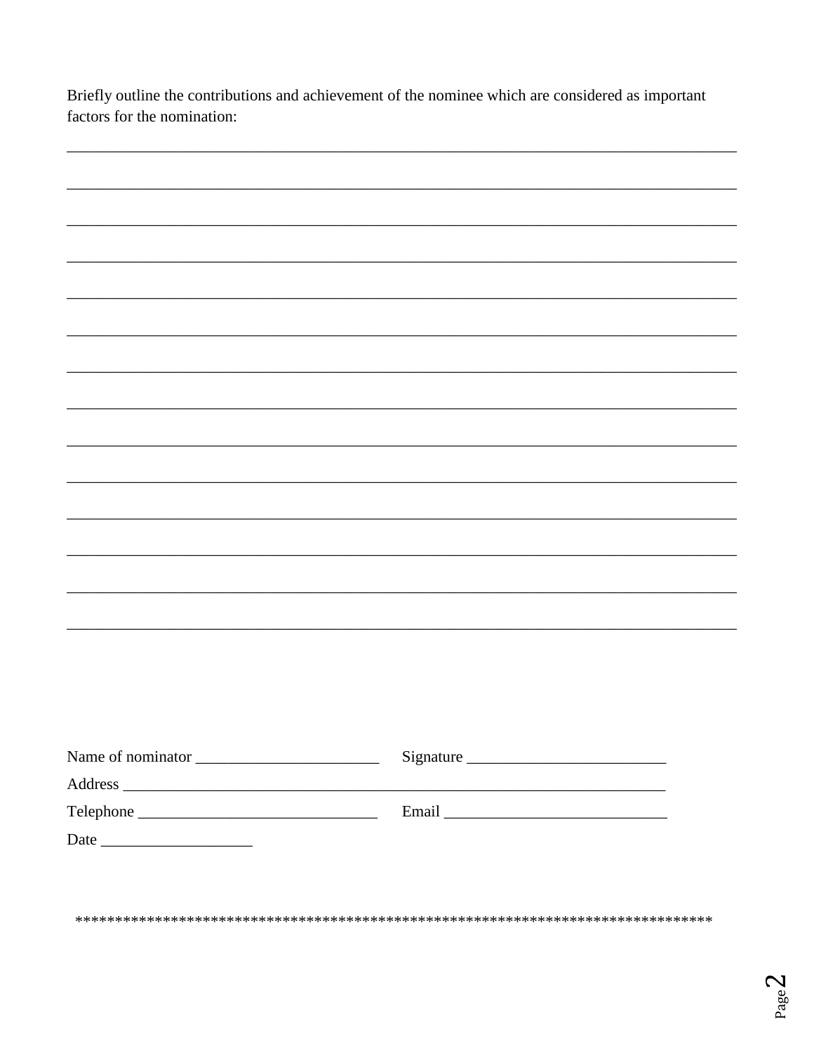Briefly outline the contributions and achievement of the nominee which are considered as important factors for the nomination:

______________________________________________________________________________

______________________________________________________________________________

______________________________________________________________________________

______________________________________________________________________________

______________________________________________________________________________

______________________________________________________________________________

______________________________________________________________________________

______________________________________________________________________________

______________________________________________________________________________

______________________________________________________________________________

______________________________________________________________________________

______________________________________________________________________________

______________________________________________________________________________

______________________________________________________________________________

Name of nominator ________________________ Signature _________________________

Address ___________________________________________________________________

Telephone ______________________________ Email ____________________________

Date ___________________

*********************************************************************************